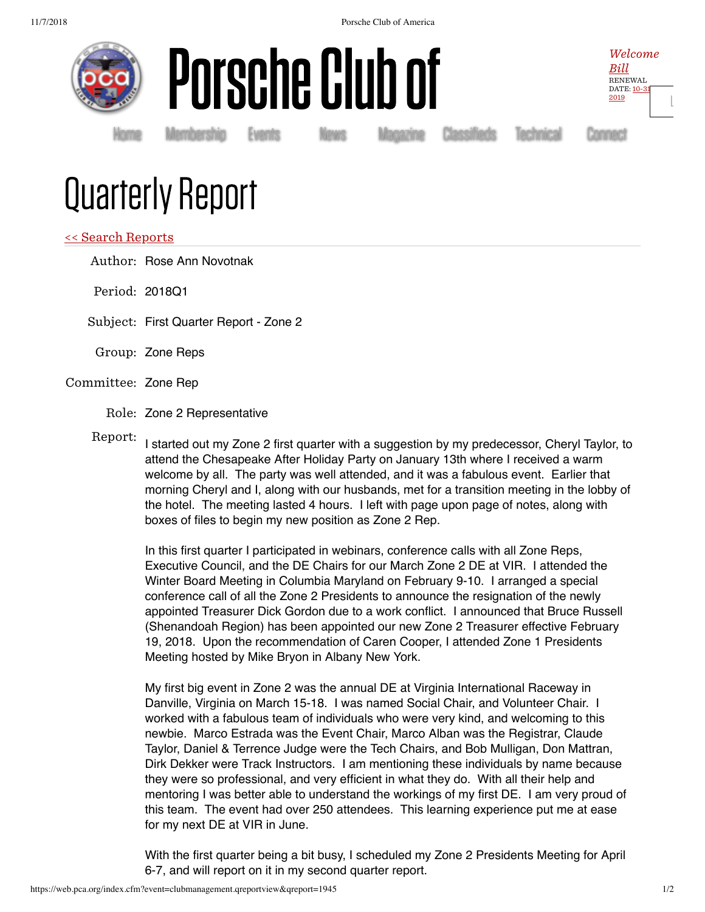# Porsche Club of

*Welcome Bill*
RENEWAL DATE: 10-31-2019

Home Membership Events News Magazine Classifieds Technical Connect

# Quarterly Report

<< Search Reports

Author: Rose Ann Novotnak

Period: 2018Q1

Subject: First Quarter Report - Zone 2

Group: Zone Reps

Committee: Zone Rep

Role: Zone 2 Representative

Report:

I started out my Zone 2 first quarter with a suggestion by my predecessor, Cheryl Taylor, to attend the Chesapeake After Holiday Party on January 13th where I received a warm welcome by all. The party was well attended, and it was a fabulous event. Earlier that morning Cheryl and I, along with our husbands, met for a transition meeting in the lobby of the hotel. The meeting lasted 4 hours. I left with page upon page of notes, along with boxes of files to begin my new position as Zone 2 Rep.

In this first quarter I participated in webinars, conference calls with all Zone Reps, Executive Council, and the DE Chairs for our March Zone 2 DE at VIR. I attended the Winter Board Meeting in Columbia Maryland on February 9-10. I arranged a special conference call of all the Zone 2 Presidents to announce the resignation of the newly appointed Treasurer Dick Gordon due to a work conflict. I announced that Bruce Russell (Shenandoah Region) has been appointed our new Zone 2 Treasurer effective February 19, 2018. Upon the recommendation of Caren Cooper, I attended Zone 1 Presidents Meeting hosted by Mike Bryon in Albany New York.

My first big event in Zone 2 was the annual DE at Virginia International Raceway in Danville, Virginia on March 15-18. I was named Social Chair, and Volunteer Chair. I worked with a fabulous team of individuals who were very kind, and welcoming to this newbie. Marco Estrada was the Event Chair, Marco Alban was the Registrar, Claude Taylor, Daniel & Terrence Judge were the Tech Chairs, and Bob Mulligan, Don Mattran, Dirk Dekker were Track Instructors. I am mentioning these individuals by name because they were so professional, and very efficient in what they do. With all their help and mentoring I was better able to understand the workings of my first DE. I am very proud of this team. The event had over 250 attendees. This learning experience put me at ease for my next DE at VIR in June.

With the first quarter being a bit busy, I scheduled my Zone 2 Presidents Meeting for April 6-7, and will report on it in my second quarter report.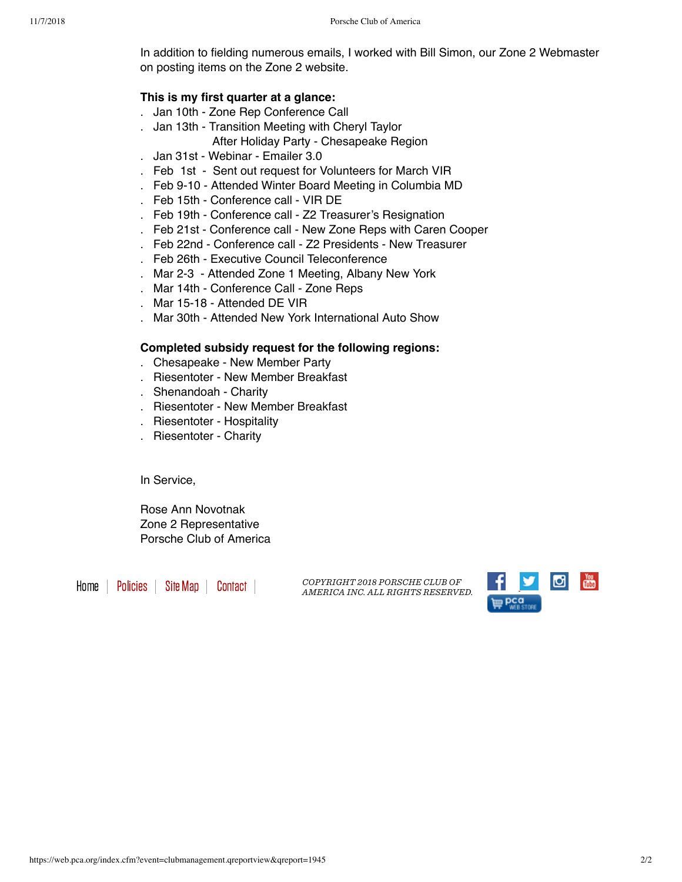In addition to fielding numerous emails, I worked with Bill Simon, our Zone 2 Webmaster on posting items on the Zone 2 website.

**This is my first quarter at a glance:**

- Jan 10th - Zone Rep Conference Call
- Jan 13th - Transition Meeting with Cheryl Taylor
  After Holiday Party - Chesapeake Region
- Jan 31st - Webinar - Emailer 3.0
- Feb 1st - Sent out request for Volunteers for March VIR
- Feb 9-10 - Attended Winter Board Meeting in Columbia MD
- Feb 15th - Conference call - VIR DE
- Feb 19th - Conference call - Z2 Treasurer's Resignation
- Feb 21st - Conference call - New Zone Reps with Caren Cooper
- Feb 22nd - Conference call - Z2 Presidents - New Treasurer
- Feb 26th - Executive Council Teleconference
- Mar 2-3 - Attended Zone 1 Meeting, Albany New York
- Mar 14th - Conference Call - Zone Reps
- Mar 15-18 - Attended DE VIR
- Mar 30th - Attended New York International Auto Show

**Completed subsidy request for the following regions:**

- Chesapeake - New Member Party
- Riesentoter - New Member Breakfast
- Shenandoah - Charity
- Riesentoter - New Member Breakfast
- Riesentoter - Hospitality
- Riesentoter - Charity

In Service,

Rose Ann Novotnak
Zone 2 Representative
Porsche Club of America

Home | Policies | Site Map | Contact |

*COPYRIGHT 2018 PORSCHE CLUB OF AMERICA INC. ALL RIGHTS RESERVED.*